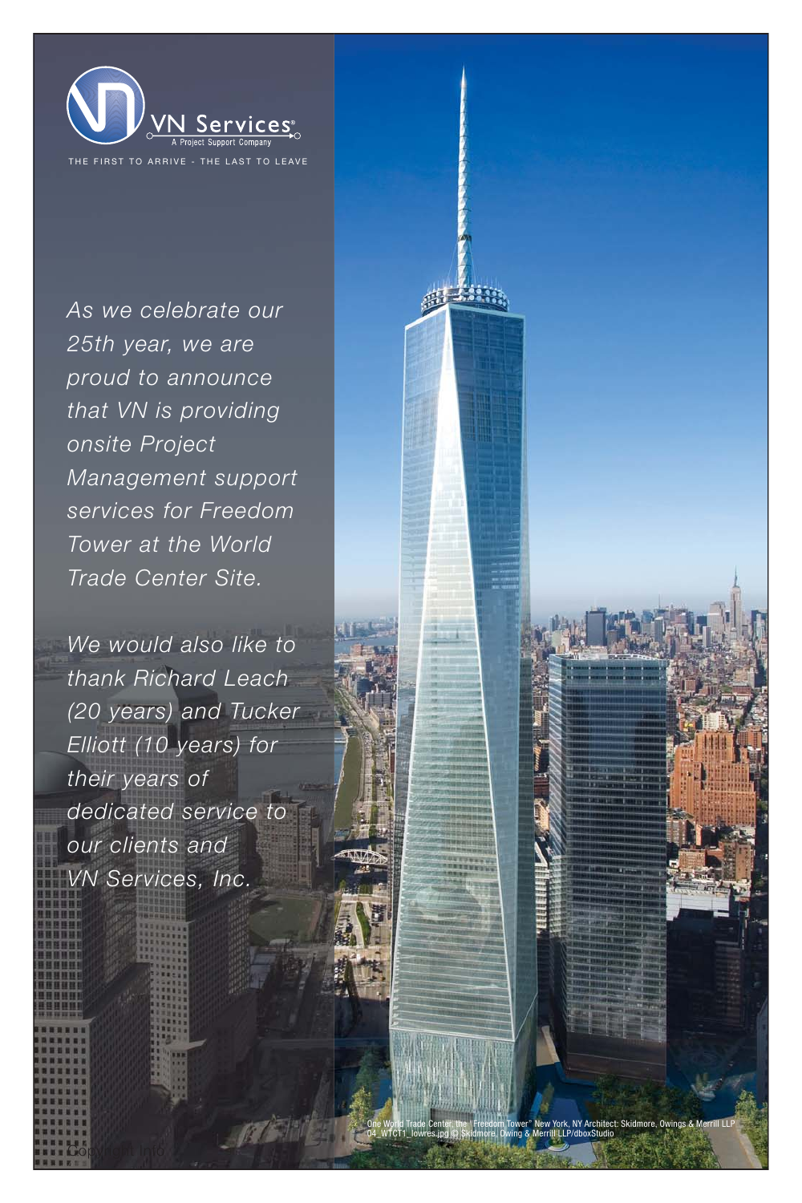VN Services®
A Project Support Company

THE FIRST TO ARRIVE - THE LAST TO LEAVE

*As we celebrate our 25th year, we are proud to announce that VN is providing onsite Project Management support services for Freedom Tower at the World Trade Center Site.*

*We would also like to thank Richard Leach (20 years) and Tucker Elliott (10 years) for their years of dedicated service to our clients and VN Services, Inc.*

One World Trade Center, the "Freedom Tower" New York, NY Architect: Skidmore, Owings & Merrill LLP
04_WTC1_lowres.jpg © Skidmore, Owing & Merrill LLP/dboxStudio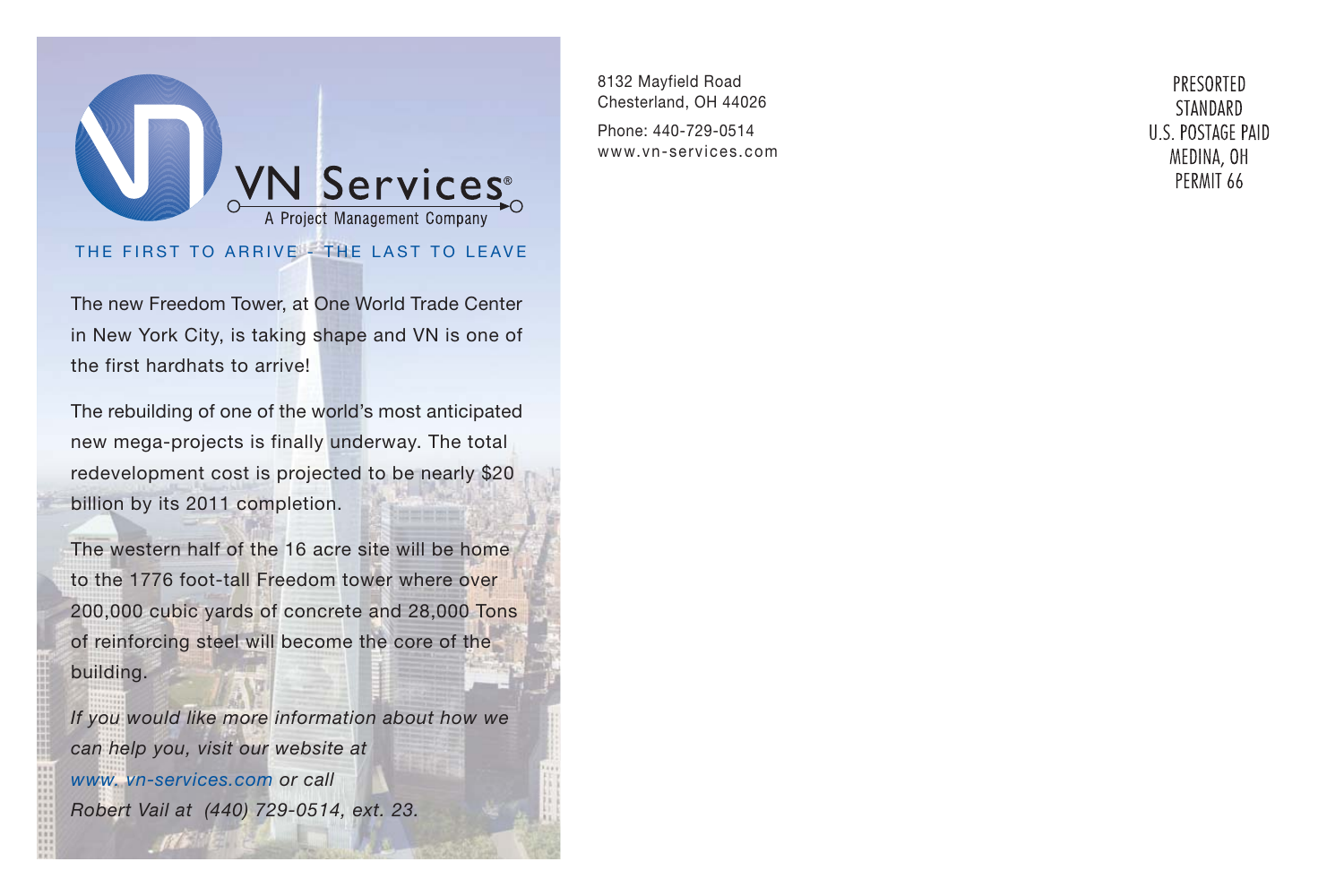VN Services®

A Project Management Company

THE FIRST TO ARRIVE - THE LAST TO LEAVE

The new Freedom Tower, at One World Trade Center in New York City, is taking shape and VN is one of the first hardhats to arrive!

The rebuilding of one of the world's most anticipated new mega-projects is finally underway. The total redevelopment cost is projected to be nearly $20 billion by its 2011 completion.

The western half of the 16 acre site will be home to the 1776 foot-tall Freedom tower where over 200,000 cubic yards of concrete and 28,000 Tons of reinforcing steel will become the core of the building.

*If you would like more information about how we can help you, visit our website at www. vn-services.com or call Robert Vail at (440) 729-0514, ext. 23.*

8132 Mayfield Road
Chesterland, OH 44026

Phone: 440-729-0514
www.vn-services.com

PRESORTED
STANDARD
U.S. POSTAGE PAID
MEDINA, OH
PERMIT 66